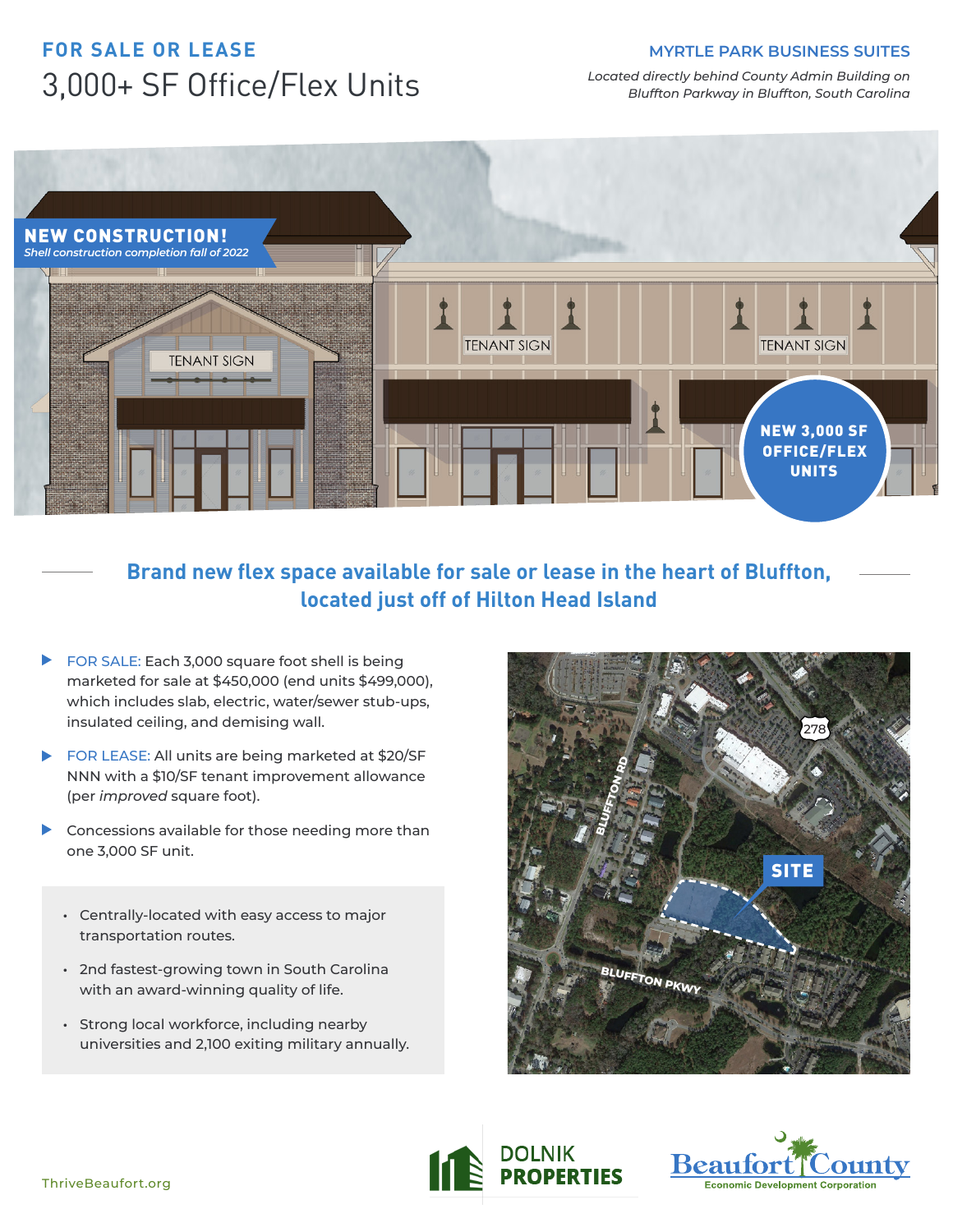# FOR SALE OR LEASE

## 3,000+ SF Office/Flex Units

**MYRTLE PARK BUSINESS SUITES**

*Located directly behind County Admin Building on Bluffton Parkway in Bluffton, South Carolina*

**NEW CONSTRUCTION!**
*Shell construction completion fall of 2022*

**NEW 3,000 SF OFFICE/FLEX UNITS**

## Brand new flex space available for sale or lease in the heart of Bluffton, located just off of Hilton Head Island

- FOR SALE: Each 3,000 square foot shell is being marketed for sale at $450,000 (end units $499,000), which includes slab, electric, water/sewer stub-ups, insulated ceiling, and demising wall.
- FOR LEASE: All units are being marketed at $20/SF NNN with a $10/SF tenant improvement allowance (per *improved* square foot).
- Concessions available for those needing more than one 3,000 SF unit.

- Centrally-located with easy access to major transportation routes.
- 2nd fastest-growing town in South Carolina with an award-winning quality of life.
- Strong local workforce, including nearby universities and 2,100 exiting military annually.

ThriveBeaufort.org

DOLNIK PROPERTIES

Beaufort County Economic Development Corporation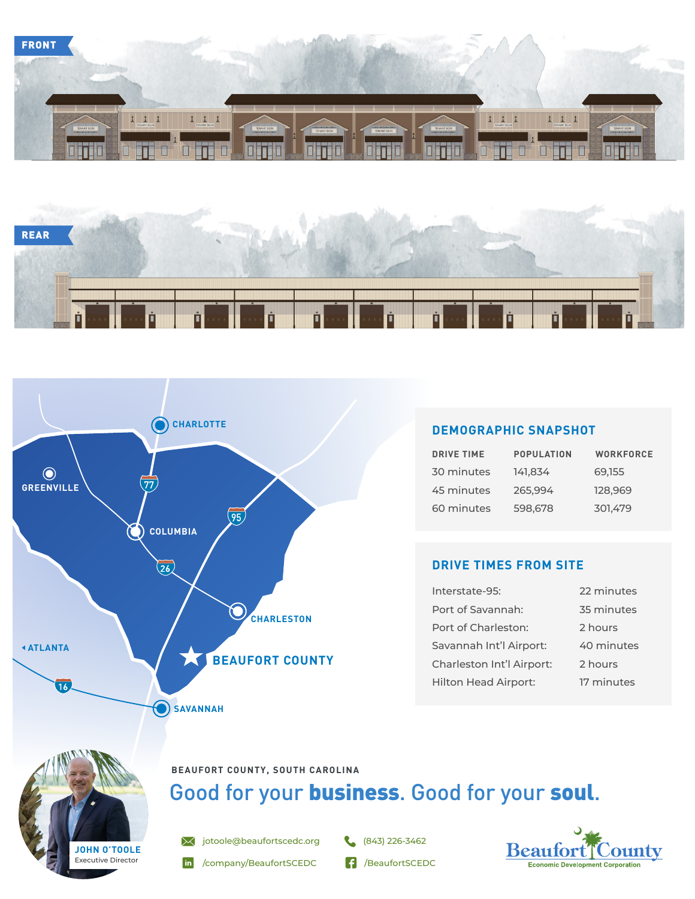FRONT

REAR

CHARLOTTE

GREENVILLE

COLUMBIA

CHARLESTON

ATLANTA

BEAUFORT COUNTY

SAVANNAH

## DEMOGRAPHIC SNAPSHOT

| DRIVE TIME | POPULATION | WORKFORCE |
|---|---|---|
| 30 minutes | 141,834 | 69,155 |
| 45 minutes | 265,994 | 128,969 |
| 60 minutes | 598,678 | 301,479 |

## DRIVE TIMES FROM SITE

| | |
|---|---|
| Interstate-95: | 22 minutes |
| Port of Savannah: | 35 minutes |
| Port of Charleston: | 2 hours |
| Savannah Int'l Airport: | 40 minutes |
| Charleston Int'l Airport: | 2 hours |
| Hilton Head Airport: | 17 minutes |

**JOHN O'TOOLE**
Executive Director

BEAUFORT COUNTY, SOUTH CAROLINA

## Good for your **business**. Good for your **soul**.

jotoole@beaufortscedc.org

(843) 226-3462

/company/BeaufortSCEDC

/BeaufortSCEDC

Beaufort County
Economic Development Corporation